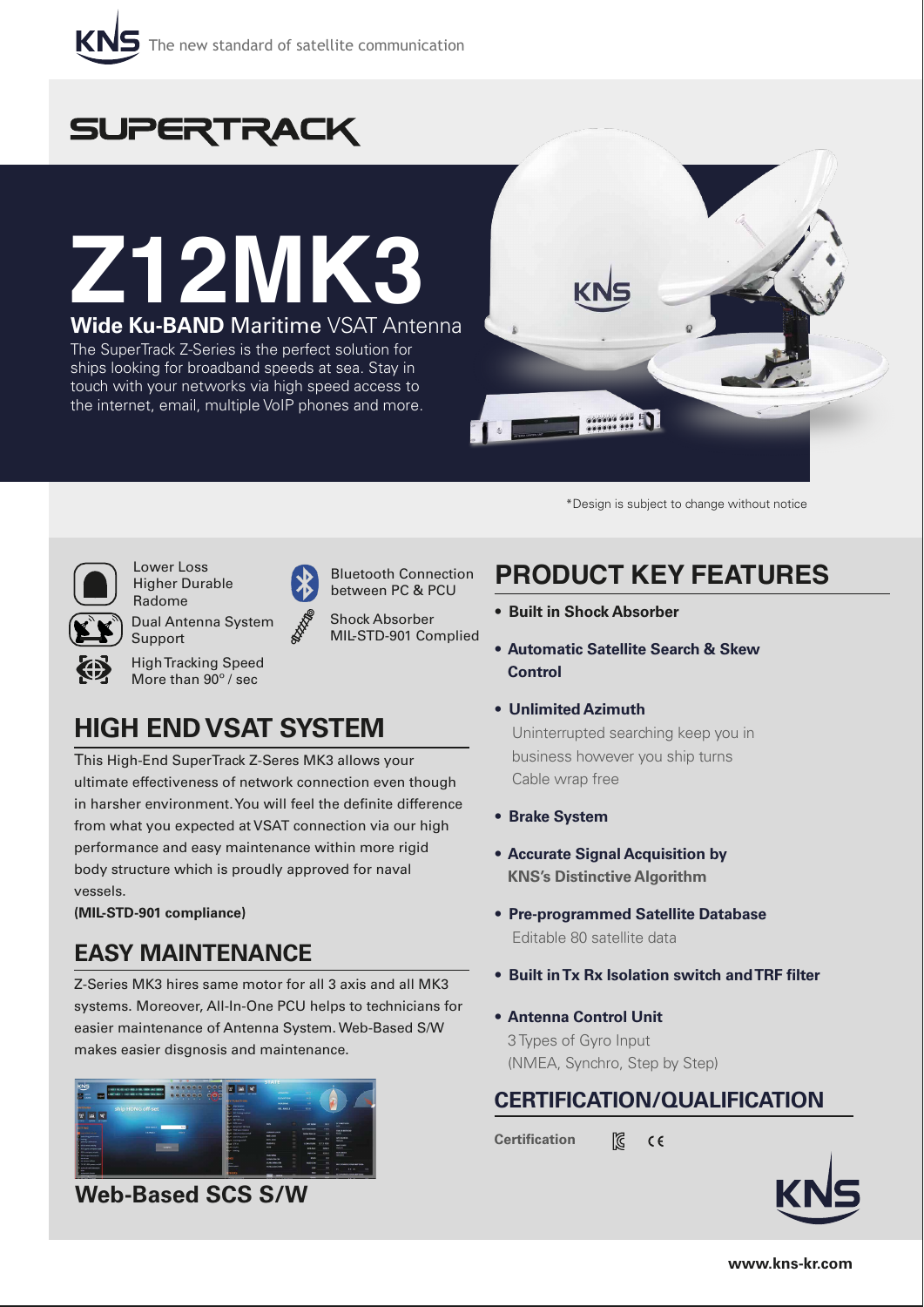KNS The new standard of satellite communication

# SUPERTRACK

# Z12MK3

**Wide Ku-BAND** Maritime VSAT Antenna

The SuperTrack Z-Series is the perfect solution for ships looking for broadband speeds at sea. Stay in touch with your networks via high speed access to the internet, email, multiple VoIP phones and more.

*Design is subject to change without notice

- Lower Loss Higher Durable Radome
- Dual Antenna System Support
- High Tracking Speed More than 90° / sec
- Bluetooth Connection between PC & PCU
- Shock Absorber MIL-STD-901 Complied

## HIGH END VSAT SYSTEM

This High-End SuperTrack Z-Seres MK3 allows your ultimate effectiveness of network connection even though in harsher environment. You will feel the definite difference from what you expected at VSAT connection via our high performance and easy maintenance within more rigid body structure which is proudly approved for naval vessels.

**(MIL-STD-901 compliance)**

## EASY MAINTENANCE

Z-Series MK3 hires same motor for all 3 axis and all MK3 systems. Moreover, All-In-One PCU helps to technicians for easier maintenance of Antenna System. Web-Based S/W makes easier disgnosis and maintenance.

**Web-Based SCS S/W**

## PRODUCT KEY FEATURES

- **Built in Shock Absorber**
- **Automatic Satellite Search & Skew Control**
- **Unlimited Azimuth**
  Uninterrupted searching keep you in business however you ship turns
  Cable wrap free
- **Brake System**
- **Accurate Signal Acquisition by KNS's Distinctive Algorithm**
- **Pre-programmed Satellite Database**
  Editable 80 satellite data
- **Built in Tx Rx Isolation switch and TRF filter**
- **Antenna Control Unit**
  3 Types of Gyro Input
  (NMEA, Synchro, Step by Step)

## CERTIFICATION/QUALIFICATION

**Certification** KC CE

www.kns-kr.com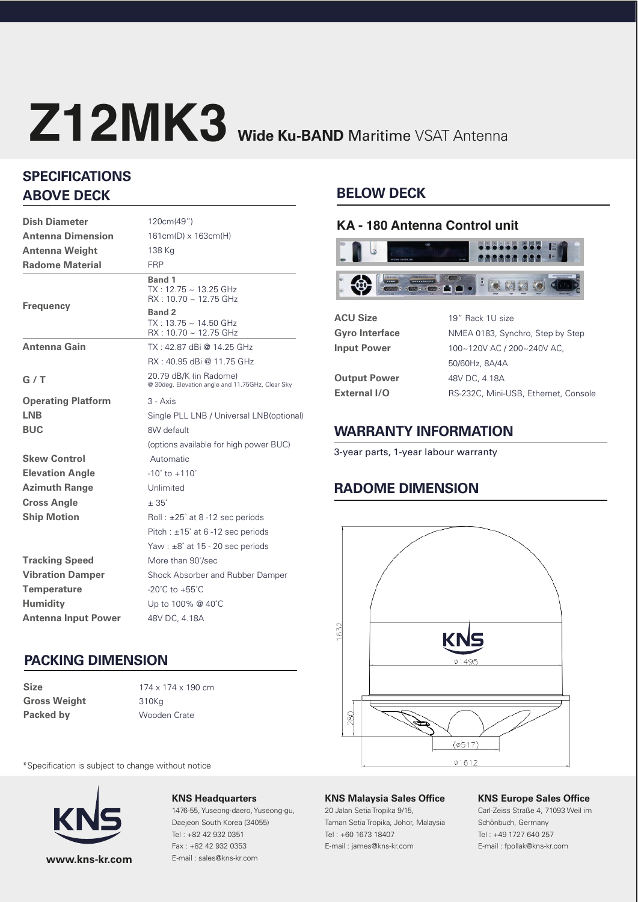# Z12MK3 Wide Ku-BAND Maritime VSAT Antenna

## SPECIFICATIONS

### ABOVE DECK

| | |
|---|---|
| **Dish Diameter** | 120cm(49") |
| **Antenna Dimension** | 161cm(D) x 163cm(H) |
| **Antenna Weight** | 138 Kg |
| **Radome Material** | FRP |
| **Frequency** | **Band 1** TX : 12.75 ~ 13.25 GHz RX : 10.70 ~ 12.75 GHz **Band 2** TX : 13.75 ~ 14.50 GHz RX : 10.70 ~ 12.75 GHz |
| **Antenna Gain** | TX : 42.87 dBi @ 14.25 GHz RX : 40.95 dBi @ 11.75 GHz |
| **G / T** | 20.79 dB/K (in Radome) @ 30deg. Elevation angle and 11.75GHz, Clear Sky |
| **Operating Platform** | 3 - Axis |
| **LNB** | Single PLL LNB / Universal LNB(optional) |
| **BUC** | 8W default (options available for high power BUC) |
| **Skew Control** | Automatic |
| **Elevation Angle** | -10˚ to +110˚ |
| **Azimuth Range** | Unlimited |
| **Cross Angle** | ± 35˚ |
| **Ship Motion** | Roll : ±25˚ at 8 -12 sec periods Pitch : ±15˚ at 6 -12 sec periods Yaw : ±8˚ at 15 - 20 sec periods |
| **Tracking Speed** | More than 90˚/sec |
| **Vibration Damper** | Shock Absorber and Rubber Damper |
| **Temperature** | -20˚C to +55˚C |
| **Humidity** | Up to 100% @ 40˚C |
| **Antenna Input Power** | 48V DC, 4.18A |

## PACKING DIMENSION

| | |
|---|---|
| **Size** | 174 x 174 x 190 cm |
| **Gross Weight** | 310Kg |
| **Packed by** | Wooden Crate |

*Specification is subject to change without notice

## BELOW DECK

### KA - 180 Antenna Control unit

| | |
|---|---|
| **ACU Size** | 19" Rack 1U size |
| **Gyro Interface** | NMEA 0183, Synchro, Step by Step |
| **Input Power** | 100~120V AC / 200~240V AC, 50/60Hz, 8A/4A |
| **Output Power** | 48V DC, 4.18A |
| **External I/O** | RS-232C, Mini-USB, Ethernet, Console |

## WARRANTY INFORMATION

3-year parts, 1-year labour warranty

## RADOME DIMENSION

1632

KNS

ø1495

280

(ø517)

ø1612

---

www.kns-kr.com

**KNS Headquarters**
1476-55, Yuseong-daero, Yuseong-gu, Daejeon South Korea (34055)
Tel : +82 42 932 0351
Fax : +82 42 932 0353
E-mail : sales@kns-kr.com

**KNS Malaysia Sales Office**
20 Jalan Setia Tropika 9/15, Taman Setia Tropika, Johor, Malaysia
Tel : +60 1673 18407
E-mail : james@kns-kr.com

**KNS Europe Sales Office**
Carl-Zeiss Straße 4, 71093 Weil im Schönbuch, Germany
Tel : +49 1727 640 257
E-mail : fpollak@kns-kr.com